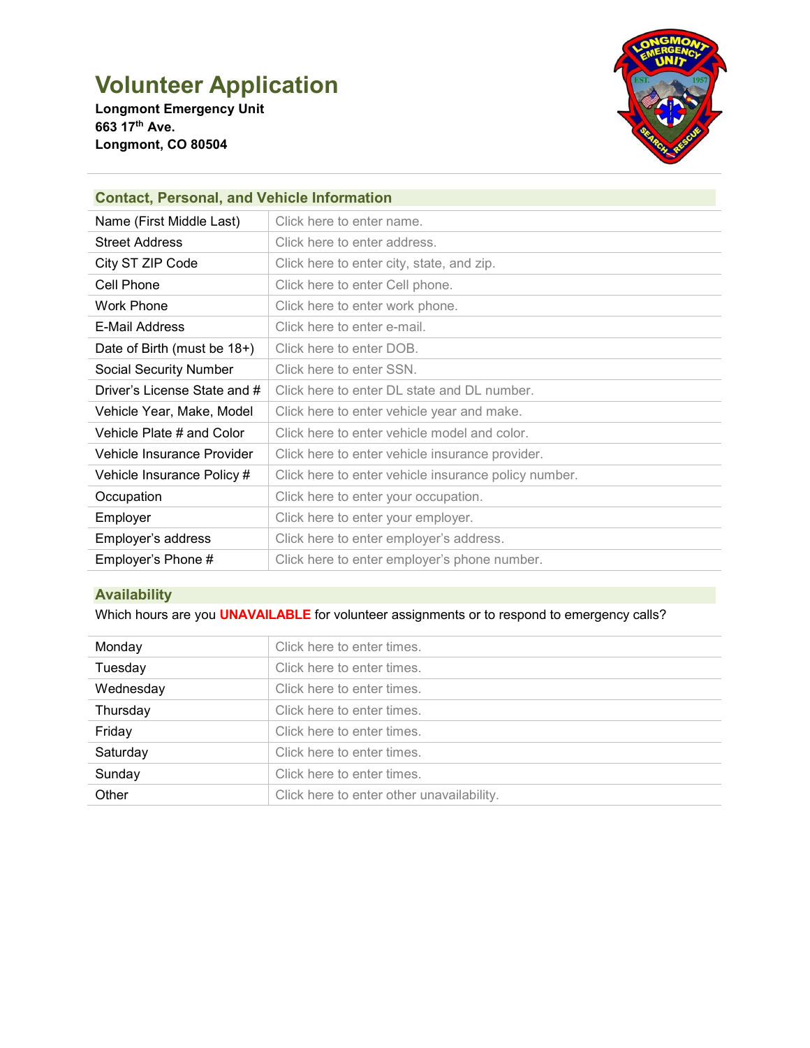# Volunteer Application

**Longmont Emergency Unit**
**663 17th Ave.**
**Longmont, CO 80504**

## Contact, Personal, and Vehicle Information

| | |
|---|---|
| Name (First Middle Last) | Click here to enter name. |
| Street Address | Click here to enter address. |
| City ST ZIP Code | Click here to enter city, state, and zip. |
| Cell Phone | Click here to enter Cell phone. |
| Work Phone | Click here to enter work phone. |
| E-Mail Address | Click here to enter e-mail. |
| Date of Birth (must be 18+) | Click here to enter DOB. |
| Social Security Number | Click here to enter SSN. |
| Driver's License State and # | Click here to enter DL state and DL number. |
| Vehicle Year, Make, Model | Click here to enter vehicle year and make. |
| Vehicle Plate # and Color | Click here to enter vehicle model and color. |
| Vehicle Insurance Provider | Click here to enter vehicle insurance provider. |
| Vehicle Insurance Policy # | Click here to enter vehicle insurance policy number. |
| Occupation | Click here to enter your occupation. |
| Employer | Click here to enter your employer. |
| Employer's address | Click here to enter employer's address. |
| Employer's Phone # | Click here to enter employer's phone number. |

## Availability

Which hours are you **UNAVAILABLE** for volunteer assignments or to respond to emergency calls?

| | |
|---|---|
| Monday | Click here to enter times. |
| Tuesday | Click here to enter times. |
| Wednesday | Click here to enter times. |
| Thursday | Click here to enter times. |
| Friday | Click here to enter times. |
| Saturday | Click here to enter times. |
| Sunday | Click here to enter times. |
| Other | Click here to enter other unavailability. |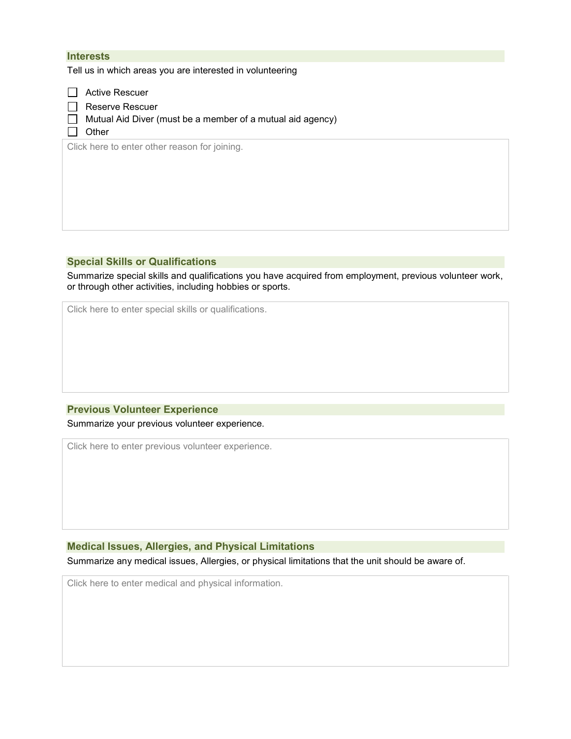## Interests

Tell us in which areas you are interested in volunteering

- ☐ Active Rescuer
- ☐ Reserve Rescuer
- ☐ Mutual Aid Diver (must be a member of a mutual aid agency)
- ☐ Other

Click here to enter other reason for joining.

## Special Skills or Qualifications

Summarize special skills and qualifications you have acquired from employment, previous volunteer work, or through other activities, including hobbies or sports.

Click here to enter special skills or qualifications.

## Previous Volunteer Experience

Summarize your previous volunteer experience.

Click here to enter previous volunteer experience.

## Medical Issues, Allergies, and Physical Limitations

Summarize any medical issues, Allergies, or physical limitations that the unit should be aware of.

Click here to enter medical and physical information.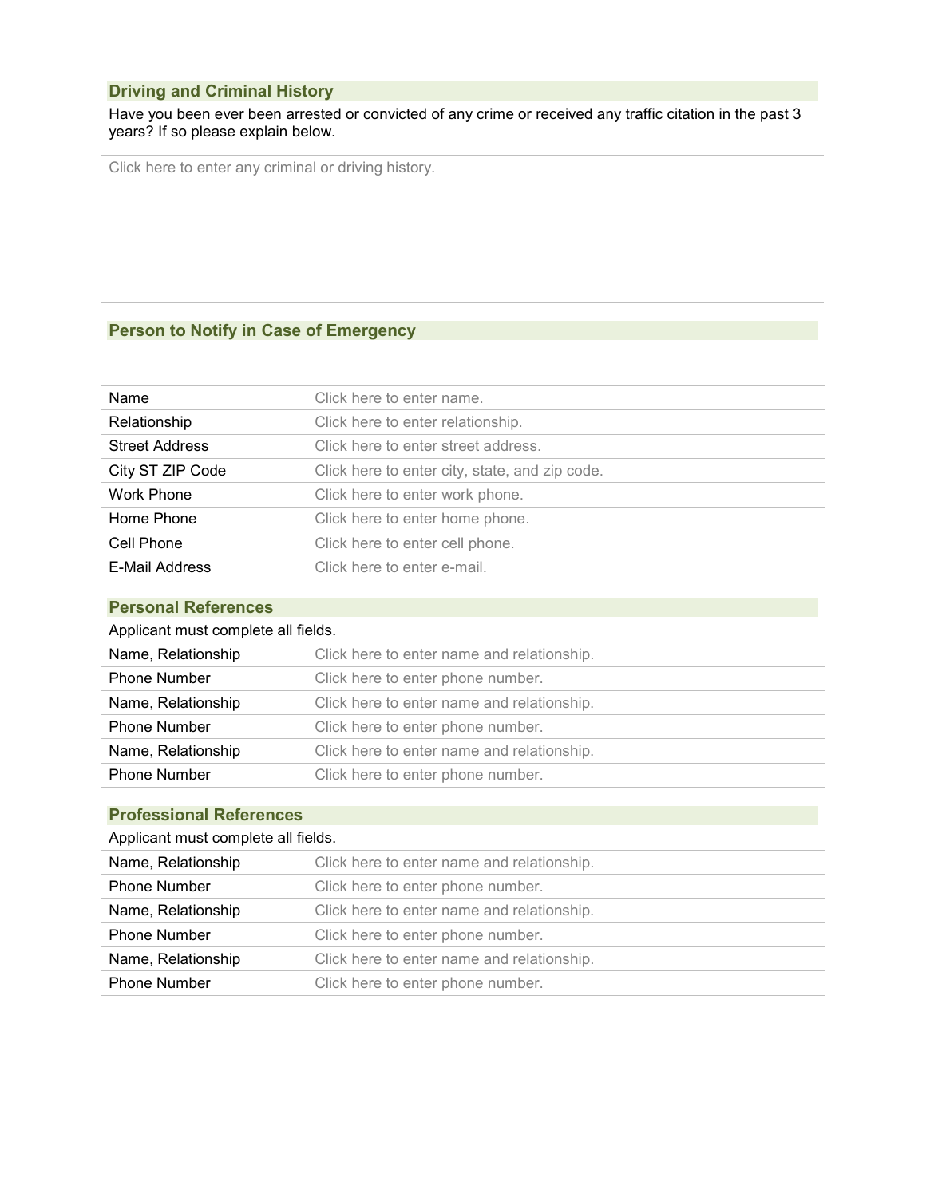## Driving and Criminal History

Have you been ever been arrested or convicted of any crime or received any traffic citation in the past 3 years? If so please explain below.

| Click here to enter any criminal or driving history. |
|---|

## Person to Notify in Case of Emergency

| | |
|---|---|
| Name | Click here to enter name. |
| Relationship | Click here to enter relationship. |
| Street Address | Click here to enter street address. |
| City ST ZIP Code | Click here to enter city, state, and zip code. |
| Work Phone | Click here to enter work phone. |
| Home Phone | Click here to enter home phone. |
| Cell Phone | Click here to enter cell phone. |
| E-Mail Address | Click here to enter e-mail. |

## Personal References

Applicant must complete all fields.

| | |
|---|---|
| Name, Relationship | Click here to enter name and relationship. |
| Phone Number | Click here to enter phone number. |
| Name, Relationship | Click here to enter name and relationship. |
| Phone Number | Click here to enter phone number. |
| Name, Relationship | Click here to enter name and relationship. |
| Phone Number | Click here to enter phone number. |

## Professional References

Applicant must complete all fields.

| | |
|---|---|
| Name, Relationship | Click here to enter name and relationship. |
| Phone Number | Click here to enter phone number. |
| Name, Relationship | Click here to enter name and relationship. |
| Phone Number | Click here to enter phone number. |
| Name, Relationship | Click here to enter name and relationship. |
| Phone Number | Click here to enter phone number. |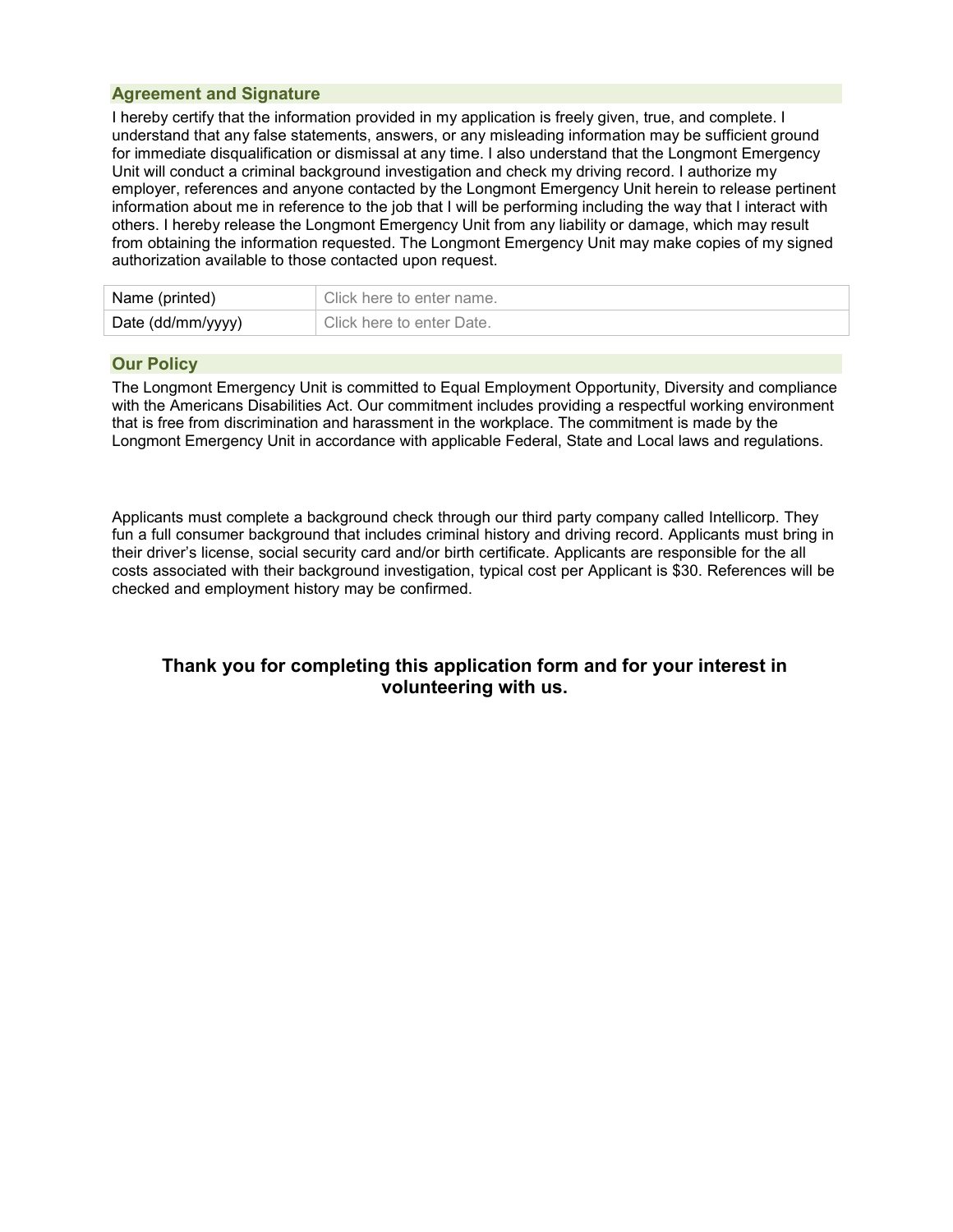## Agreement and Signature

I hereby certify that the information provided in my application is freely given, true, and complete. I understand that any false statements, answers, or any misleading information may be sufficient ground for immediate disqualification or dismissal at any time. I also understand that the Longmont Emergency Unit will conduct a criminal background investigation and check my driving record. I authorize my employer, references and anyone contacted by the Longmont Emergency Unit herein to release pertinent information about me in reference to the job that I will be performing including the way that I interact with others. I hereby release the Longmont Emergency Unit from any liability or damage, which may result from obtaining the information requested. The Longmont Emergency Unit may make copies of my signed authorization available to those contacted upon request.

| | |
|---|---|
| Name (printed) | Click here to enter name. |
| Date (dd/mm/yyyy) | Click here to enter Date. |

## Our Policy

The Longmont Emergency Unit is committed to Equal Employment Opportunity, Diversity and compliance with the Americans Disabilities Act. Our commitment includes providing a respectful working environment that is free from discrimination and harassment in the workplace. The commitment is made by the Longmont Emergency Unit in accordance with applicable Federal, State and Local laws and regulations.

Applicants must complete a background check through our third party company called Intellicorp. They fun a full consumer background that includes criminal history and driving record. Applicants must bring in their driver's license, social security card and/or birth certificate. Applicants are responsible for the all costs associated with their background investigation, typical cost per Applicant is $30. References will be checked and employment history may be confirmed.

**Thank you for completing this application form and for your interest in volunteering with us.**